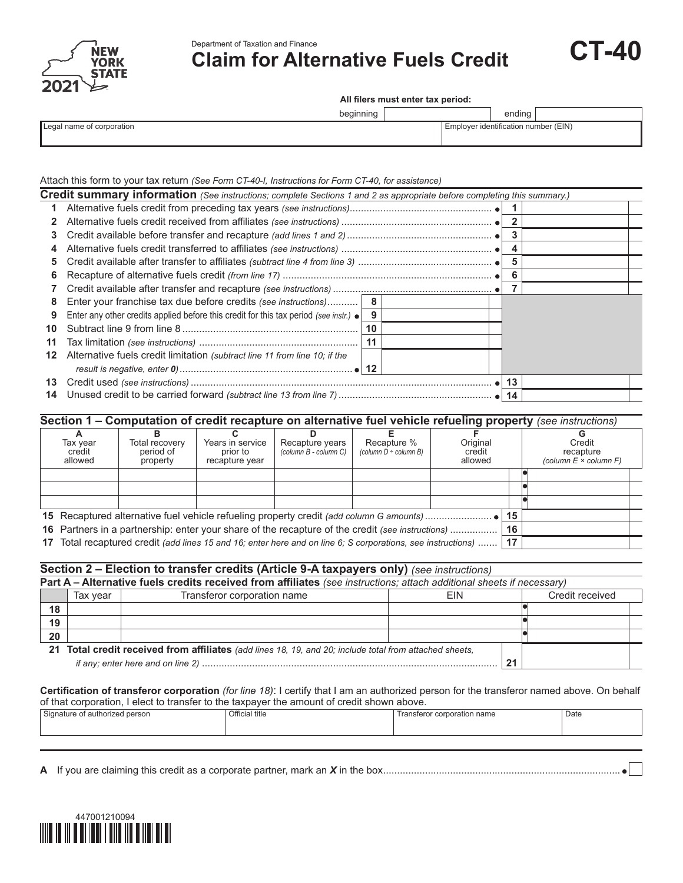New York State 2021

Department of Taxation and Finance

# Claim for Alternative Fuels Credit

# CT-40

**All filers must enter tax period:**

beginning | | ending | |

| Legal name of corporation | Employer identification number (EIN) |
|---|---|
| | |

Attach this form to your tax return *(See Form CT-40-I, Instructions for Form CT-40, for assistance)*

## Credit summary information *(See instructions; complete Sections 1 and 2 as appropriate before completing this summary.)*

| | | | | | |
|---|---|---|---|---|---|
| 1 | Alternative fuels credit from preceding tax years *(see instructions)* | | | 1 | |
| 2 | Alternative fuels credit received from affiliates *(see instructions)* | | | 2 | |
| 3 | Credit available before transfer and recapture *(add lines 1 and 2)* | | | 3 | |
| 4 | Alternative fuels credit transferred to affiliates *(see instructions)* | | | 4 | |
| 5 | Credit available after transfer to affiliates *(subtract line 4 from line 3)* | | | 5 | |
| 6 | Recapture of alternative fuels credit *(from line 17)* | | | 6 | |
| 7 | Credit available after transfer and recapture *(see instructions)* | | | 7 | |
| 8 | Enter your franchise tax due before credits *(see instructions)* | 8 | | | |
| 9 | Enter any other credits applied before this credit for this tax period *(see instr.)* | 9 | | | |
| 10 | Subtract line 9 from line 8 | 10 | | | |
| 11 | Tax limitation *(see instructions)* | 11 | | | |
| 12 | Alternative fuels credit limitation *(subtract line 11 from line 10; if the result is negative, enter 0)* | 12 | | | |
| 13 | Credit used *(see instructions)* | | | 13 | |
| 14 | Unused credit to be carried forward *(subtract line 13 from line 7)* | | | 14 | |

## Section 1 – Computation of credit recapture on alternative fuel vehicle refueling property *(see instructions)*

| A<br>Tax year credit allowed | B<br>Total recovery period of property | C<br>Years in service prior to recapture year | D<br>Recapture years *(column B - column C)* | E<br>Recapture % *(column D ÷ column B)* | F<br>Original credit allowed | G<br>Credit recapture *(column E × column F)* |
|---|---|---|---|---|---|---|
| | | | | | | |
| | | | | | | |
| | | | | | | |

| | | | |
|---|---|---|---|
| 15 | Recaptured alternative fuel vehicle refueling property credit *(add column G amounts)* | 15 | |
| 16 | Partners in a partnership: enter your share of the recapture of the credit *(see instructions)* | 16 | |
| 17 | Total recaptured credit *(add lines 15 and 16; enter here and on line 6; S corporations, see instructions)* | 17 | |

## Section 2 – Election to transfer credits (Article 9-A taxpayers only) *(see instructions)*

### Part A – Alternative fuels credits received from affiliates *(see instructions; attach additional sheets if necessary)*

| | Tax year | Transferor corporation name | EIN | Credit received |
|---|---|---|---|---|
| 18 | | | | |
| 19 | | | | |
| 20 | | | | |

| | | | |
|---|---|---|---|
| 21 | **Total credit received from affiliates** *(add lines 18, 19, and 20; include total from attached sheets, if any; enter here and on line 2)* | 21 | |

**Certification of transferor corporation** *(for line 18)*: I certify that I am an authorized person for the transferor named above. On behalf of that corporation, I elect to transfer to the taxpayer the amount of credit shown above.

| Signature of authorized person | Official title | Transferor corporation name | Date |
|---|---|---|---|
| | | | |

**A** If you are claiming this credit as a corporate partner, mark an ***X*** in the box ☐

447001210094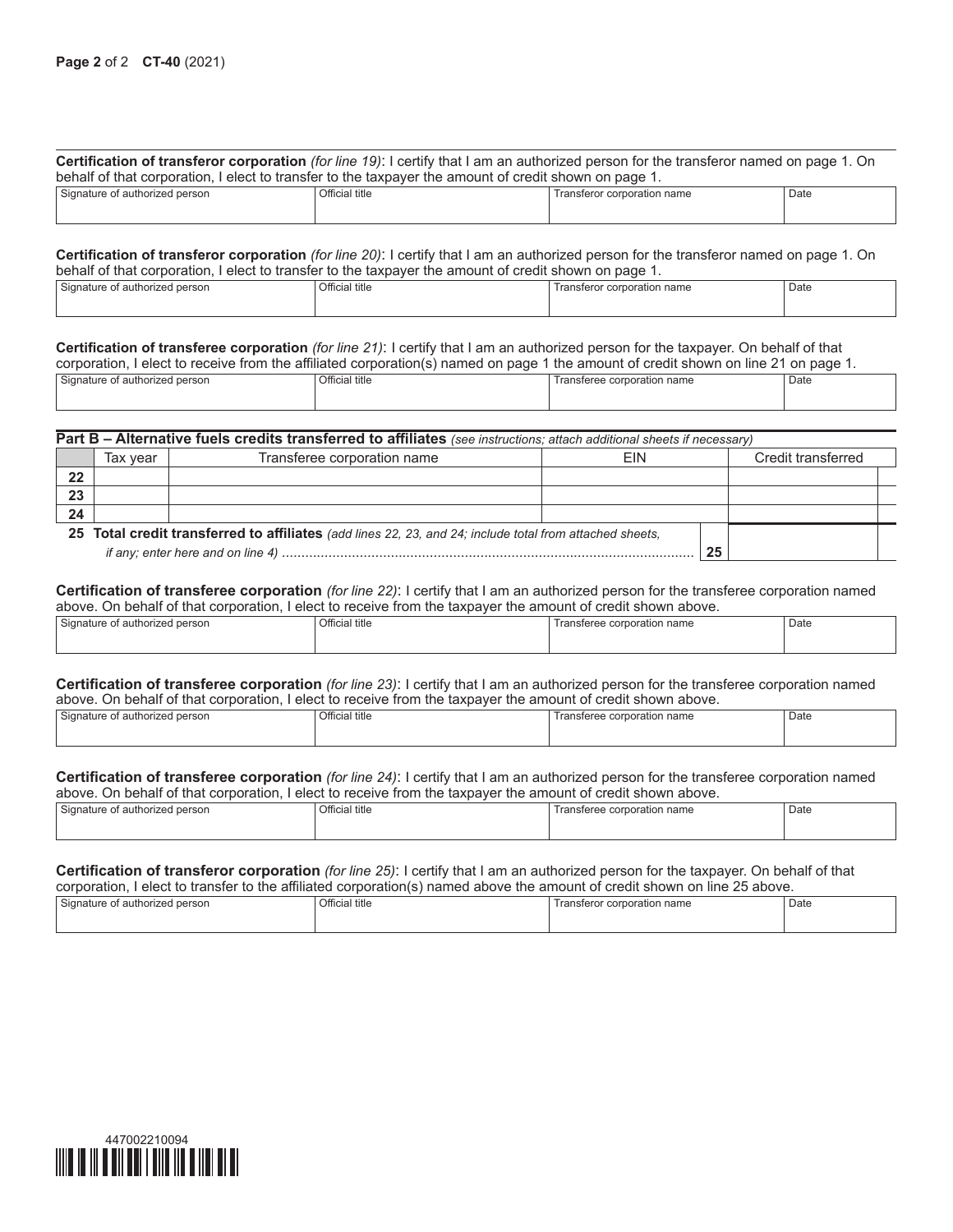**Certification of transferor corporation** *(for line 19)*: I certify that I am an authorized person for the transferor named on page 1. On behalf of that corporation, I elect to transfer to the taxpayer the amount of credit shown on page 1.

| Signature of authorized person | Official title | Transferor corporation name | Date |
|---|---|---|---|
| | | | |

**Certification of transferor corporation** *(for line 20)*: I certify that I am an authorized person for the transferor named on page 1. On behalf of that corporation, I elect to transfer to the taxpayer the amount of credit shown on page 1.

| Signature of authorized person | Official title | Transferor corporation name | Date |
|---|---|---|---|
| | | | |

**Certification of transferee corporation** *(for line 21)*: I certify that I am an authorized person for the taxpayer. On behalf of that corporation, I elect to receive from the affiliated corporation(s) named on page 1 the amount of credit shown on line 21 on page 1.

| Signature of authorized person | Official title | Transferee corporation name | Date |
|---|---|---|---|
| | | | |

**Part B – Alternative fuels credits transferred to affiliates** *(see instructions; attach additional sheets if necessary)*

| | Tax year | Transferee corporation name | EIN | Credit transferred |
|---|---|---|---|---|
| 22 | | | | |
| 23 | | | | |
| 24 | | | | |

**25 Total credit transferred to affiliates** *(add lines 22, 23, and 24; include total from attached sheets, if any; enter here and on line 4)* ........ **25**

**Certification of transferee corporation** *(for line 22)*: I certify that I am an authorized person for the transferee corporation named above. On behalf of that corporation, I elect to receive from the taxpayer the amount of credit shown above.

| Signature of authorized person | Official title | Transferee corporation name | Date |
|---|---|---|---|
| | | | |

**Certification of transferee corporation** *(for line 23)*: I certify that I am an authorized person for the transferee corporation named above. On behalf of that corporation, I elect to receive from the taxpayer the amount of credit shown above.

| Signature of authorized person | Official title | Transferee corporation name | Date |
|---|---|---|---|
| | | | |

**Certification of transferee corporation** *(for line 24)*: I certify that I am an authorized person for the transferee corporation named above. On behalf of that corporation, I elect to receive from the taxpayer the amount of credit shown above.

| Signature of authorized person | Official title | Transferee corporation name | Date |
|---|---|---|---|
| | | | |

**Certification of transferor corporation** *(for line 25)*: I certify that I am an authorized person for the taxpayer. On behalf of that corporation, I elect to transfer to the affiliated corporation(s) named above the amount of credit shown on line 25 above.

| Signature of authorized person | Official title | Transferor corporation name | Date |
|---|---|---|---|
| | | | |

447002210094